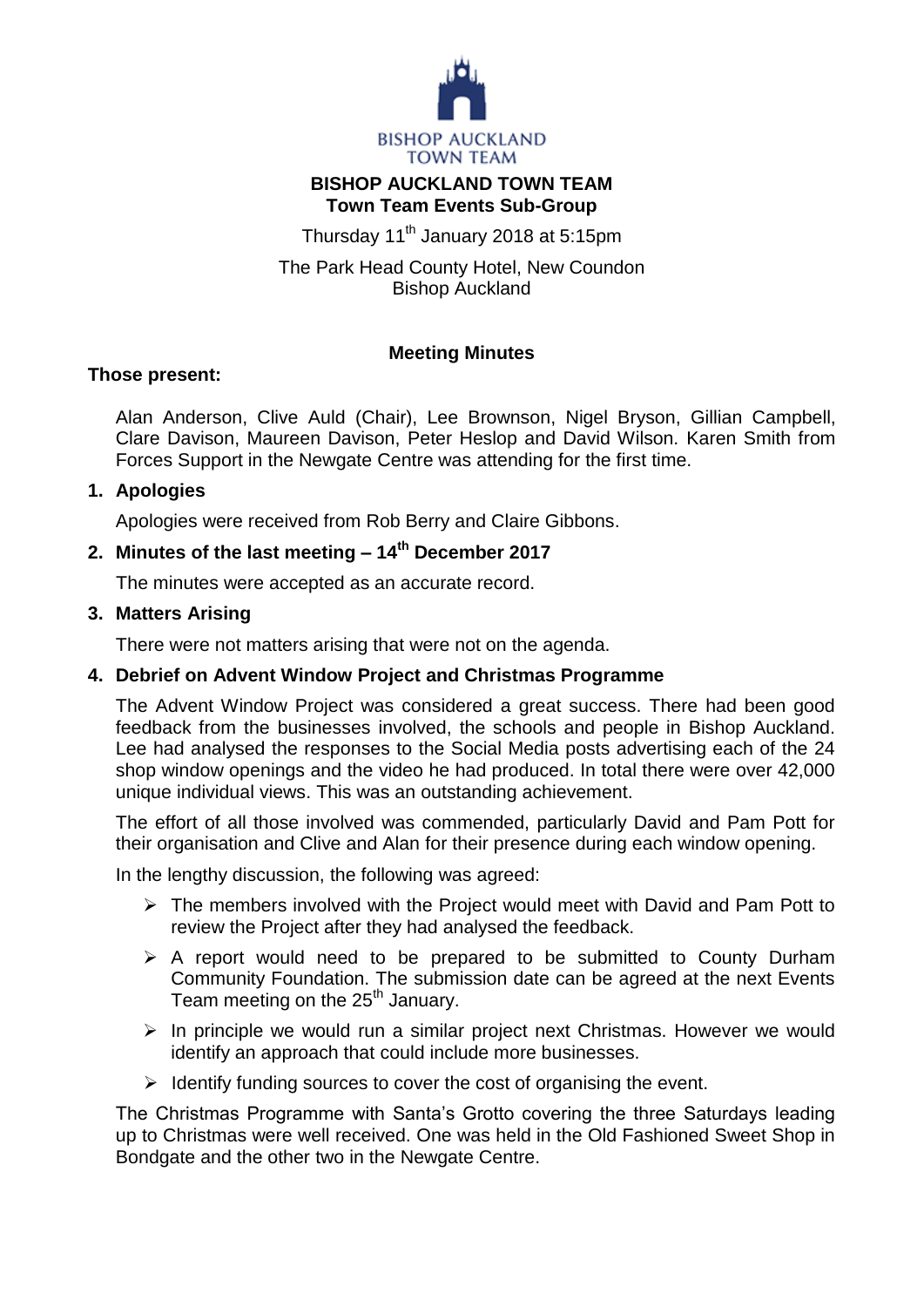BISHOP AUCKLAND TOWN TEAM

# BISHOP AUCKLAND TOWN TEAM
## Town Team Events Sub-Group

Thursday 11th January 2018 at 5:15pm

The Park Head County Hotel, New Coundon
Bishop Auckland

### Meeting Minutes

**Those present:**

Alan Anderson, Clive Auld (Chair), Lee Brownson, Nigel Bryson, Gillian Campbell, Clare Davison, Maureen Davison, Peter Heslop and David Wilson. Karen Smith from Forces Support in the Newgate Centre was attending for the first time.

**1. Apologies**

Apologies were received from Rob Berry and Claire Gibbons.

**2. Minutes of the last meeting – 14th December 2017**

The minutes were accepted as an accurate record.

**3. Matters Arising**

There were not matters arising that were not on the agenda.

**4. Debrief on Advent Window Project and Christmas Programme**

The Advent Window Project was considered a great success. There had been good feedback from the businesses involved, the schools and people in Bishop Auckland. Lee had analysed the responses to the Social Media posts advertising each of the 24 shop window openings and the video he had produced. In total there were over 42,000 unique individual views. This was an outstanding achievement.

The effort of all those involved was commended, particularly David and Pam Pott for their organisation and Clive and Alan for their presence during each window opening.

In the lengthy discussion, the following was agreed:

- The members involved with the Project would meet with David and Pam Pott to review the Project after they had analysed the feedback.
- A report would need to be prepared to be submitted to County Durham Community Foundation. The submission date can be agreed at the next Events Team meeting on the 25th January.
- In principle we would run a similar project next Christmas. However we would identify an approach that could include more businesses.
- Identify funding sources to cover the cost of organising the event.

The Christmas Programme with Santa's Grotto covering the three Saturdays leading up to Christmas were well received. One was held in the Old Fashioned Sweet Shop in Bondgate and the other two in the Newgate Centre.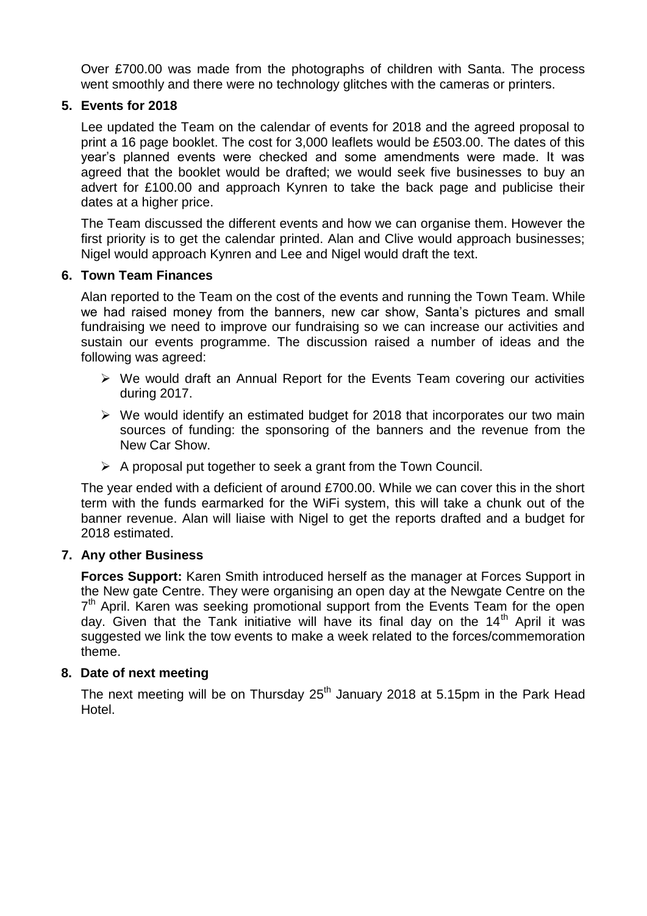Over £700.00 was made from the photographs of children with Santa. The process went smoothly and there were no technology glitches with the cameras or printers.

**5. Events for 2018**

Lee updated the Team on the calendar of events for 2018 and the agreed proposal to print a 16 page booklet. The cost for 3,000 leaflets would be £503.00. The dates of this year's planned events were checked and some amendments were made. It was agreed that the booklet would be drafted; we would seek five businesses to buy an advert for £100.00 and approach Kynren to take the back page and publicise their dates at a higher price.

The Team discussed the different events and how we can organise them. However the first priority is to get the calendar printed. Alan and Clive would approach businesses; Nigel would approach Kynren and Lee and Nigel would draft the text.

**6. Town Team Finances**

Alan reported to the Team on the cost of the events and running the Town Team. While we had raised money from the banners, new car show, Santa's pictures and small fundraising we need to improve our fundraising so we can increase our activities and sustain our events programme. The discussion raised a number of ideas and the following was agreed:

- We would draft an Annual Report for the Events Team covering our activities during 2017.
- We would identify an estimated budget for 2018 that incorporates our two main sources of funding: the sponsoring of the banners and the revenue from the New Car Show.
- A proposal put together to seek a grant from the Town Council.

The year ended with a deficient of around £700.00. While we can cover this in the short term with the funds earmarked for the WiFi system, this will take a chunk out of the banner revenue. Alan will liaise with Nigel to get the reports drafted and a budget for 2018 estimated.

**7. Any other Business**

**Forces Support:** Karen Smith introduced herself as the manager at Forces Support in the New gate Centre. They were organising an open day at the Newgate Centre on the 7th April. Karen was seeking promotional support from the Events Team for the open day. Given that the Tank initiative will have its final day on the 14th April it was suggested we link the tow events to make a week related to the forces/commemoration theme.

**8. Date of next meeting**

The next meeting will be on Thursday 25th January 2018 at 5.15pm in the Park Head Hotel.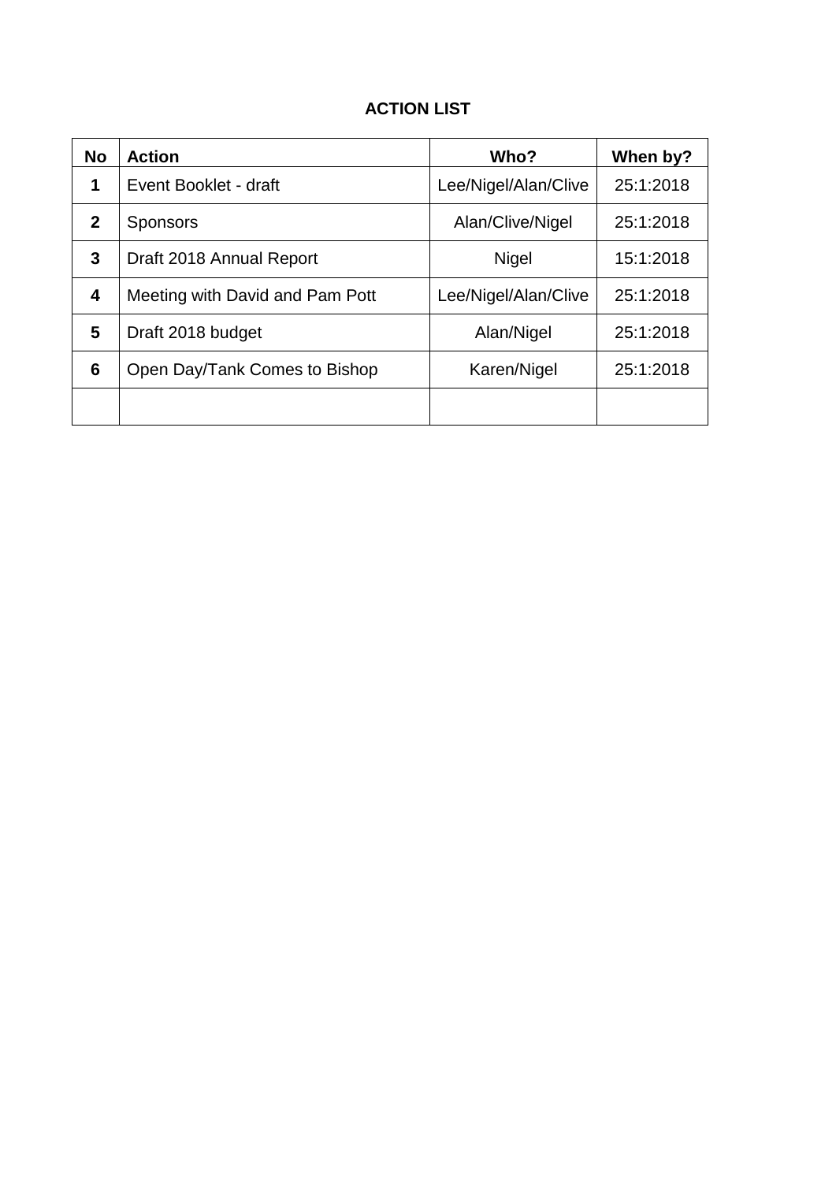**ACTION LIST**

| No | Action | Who? | When by? |
|---|---|---|---|
| **1** | Event Booklet - draft | Lee/Nigel/Alan/Clive | 25:1:2018 |
| **2** | Sponsors | Alan/Clive/Nigel | 25:1:2018 |
| **3** | Draft 2018 Annual Report | Nigel | 15:1:2018 |
| **4** | Meeting with David and Pam Pott | Lee/Nigel/Alan/Clive | 25:1:2018 |
| **5** | Draft 2018 budget | Alan/Nigel | 25:1:2018 |
| **6** | Open Day/Tank Comes to Bishop | Karen/Nigel | 25:1:2018 |
| | | | |